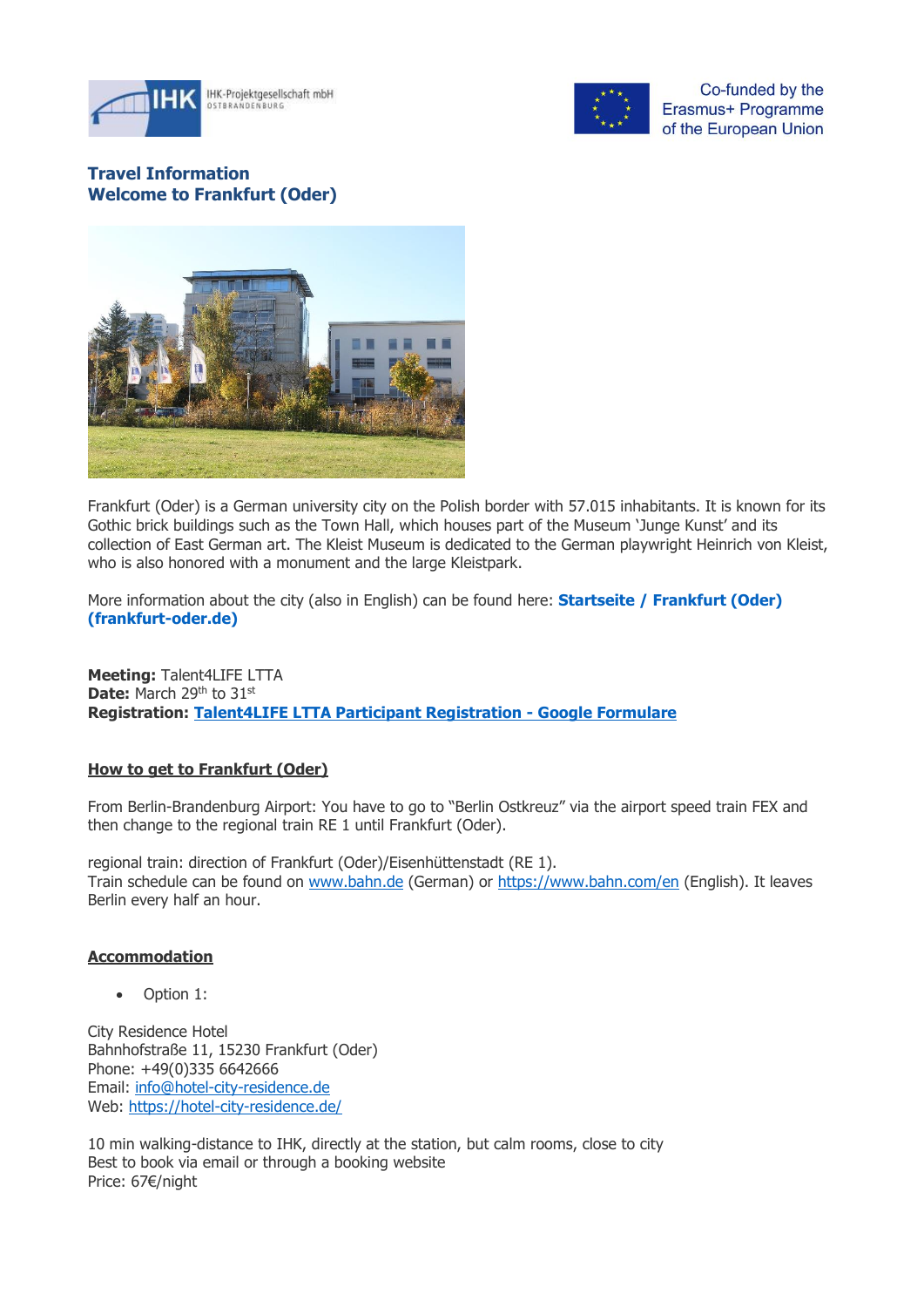IHK-Projektgesellschaft mbH OSTBRANDENBURG

Co-funded by the Erasmus+ Programme of the European Union

## Travel Information
## Welcome to Frankfurt (Oder)

Frankfurt (Oder) is a German university city on the Polish border with 57.015 inhabitants. It is known for its Gothic brick buildings such as the Town Hall, which houses part of the Museum 'Junge Kunst' and its collection of East German art. The Kleist Museum is dedicated to the German playwright Heinrich von Kleist, who is also honored with a monument and the large Kleistpark.

More information about the city (also in English) can be found here: **Startseite / Frankfurt (Oder) (frankfurt-oder.de)**

**Meeting:** Talent4LIFE LTTA
**Date:** March 29th to 31st
**Registration:** **Talent4LIFE LTTA Participant Registration - Google Formulare**

### How to get to Frankfurt (Oder)

From Berlin-Brandenburg Airport: You have to go to "Berlin Ostkreuz" via the airport speed train FEX and then change to the regional train RE 1 until Frankfurt (Oder).

regional train: direction of Frankfurt (Oder)/Eisenhüttenstadt (RE 1).
Train schedule can be found on www.bahn.de (German) or https://www.bahn.com/en (English). It leaves Berlin every half an hour.

### Accommodation

- Option 1:

City Residence Hotel
Bahnhofstraße 11, 15230 Frankfurt (Oder)
Phone: +49(0)335 6642666
Email: info@hotel-city-residence.de
Web: https://hotel-city-residence.de/

10 min walking-distance to IHK, directly at the station, but calm rooms, close to city
Best to book via email or through a booking website
Price: 67€/night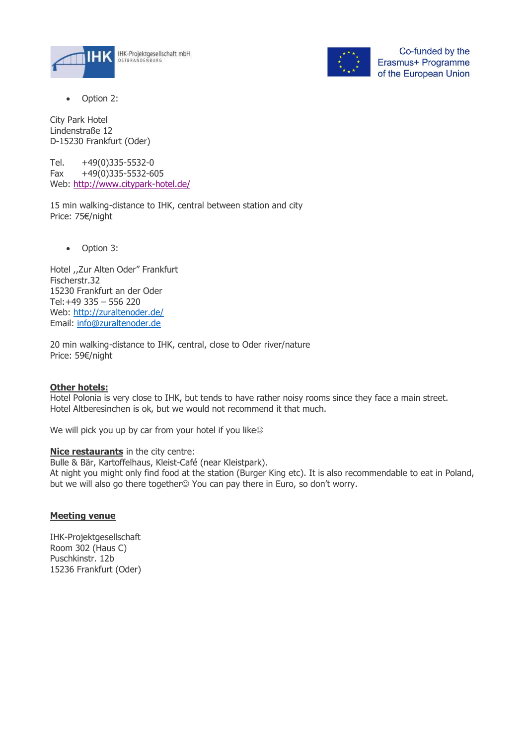- Option 2:

City Park Hotel
Lindenstraße 12
D-15230 Frankfurt (Oder)

Tel. +49(0)335-5532-0
Fax +49(0)335-5532-605
Web: http://www.citypark-hotel.de/

15 min walking-distance to IHK, central between station and city
Price: 75€/night

- Option 3:

Hotel ,,Zur Alten Oder" Frankfurt
Fischerstr.32
15230 Frankfurt an der Oder
Tel:+49 335 – 556 220
Web: http://zuraltenoder.de/
Email: info@zuraltenoder.de

20 min walking-distance to IHK, central, close to Oder river/nature
Price: 59€/night

**Other hotels:**
Hotel Polonia is very close to IHK, but tends to have rather noisy rooms since they face a main street.
Hotel Altberesinchen is ok, but we would not recommend it that much.

We will pick you up by car from your hotel if you like☺

**Nice restaurants** in the city centre:
Bulle & Bär, Kartoffelhaus, Kleist-Café (near Kleistpark).
At night you might only find food at the station (Burger King etc). It is also recommendable to eat in Poland, but we will also go there together☺ You can pay there in Euro, so don't worry.

**Meeting venue**

IHK-Projektgesellschaft
Room 302 (Haus C)
Puschkinstr. 12b
15236 Frankfurt (Oder)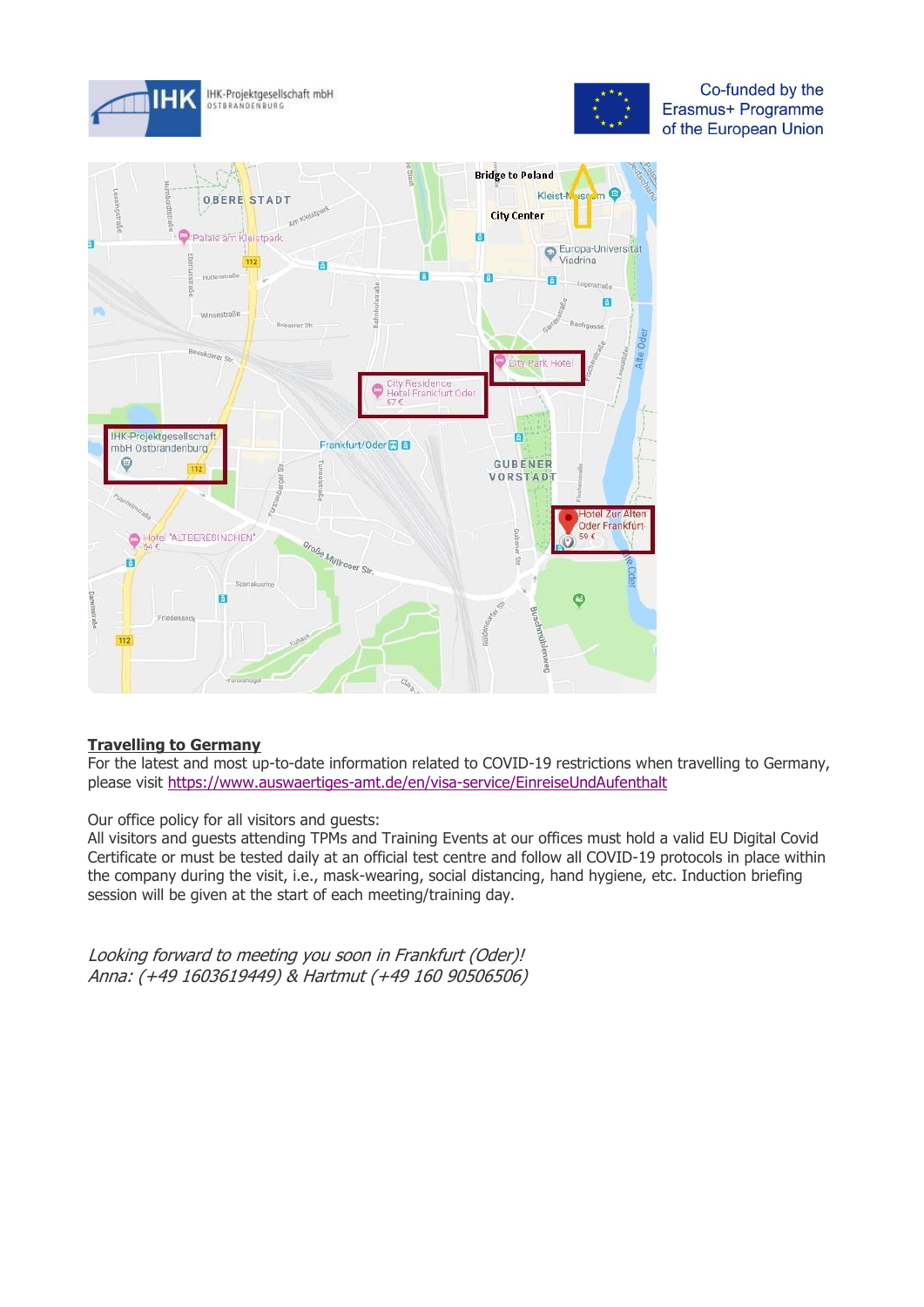## Travelling to Germany

For the latest and most up-to-date information related to COVID-19 restrictions when travelling to Germany, please visit https://www.auswaertiges-amt.de/en/visa-service/EinreiseUndAufenthalt

Our office policy for all visitors and guests:
All visitors and guests attending TPMs and Training Events at our offices must hold a valid EU Digital Covid Certificate or must be tested daily at an official test centre and follow all COVID-19 protocols in place within the company during the visit, i.e., mask-wearing, social distancing, hand hygiene, etc. Induction briefing session will be given at the start of each meeting/training day.

*Looking forward to meeting you soon in Frankfurt (Oder)!*
*Anna: (+49 1603619449) & Hartmut (+49 160 90506506)*